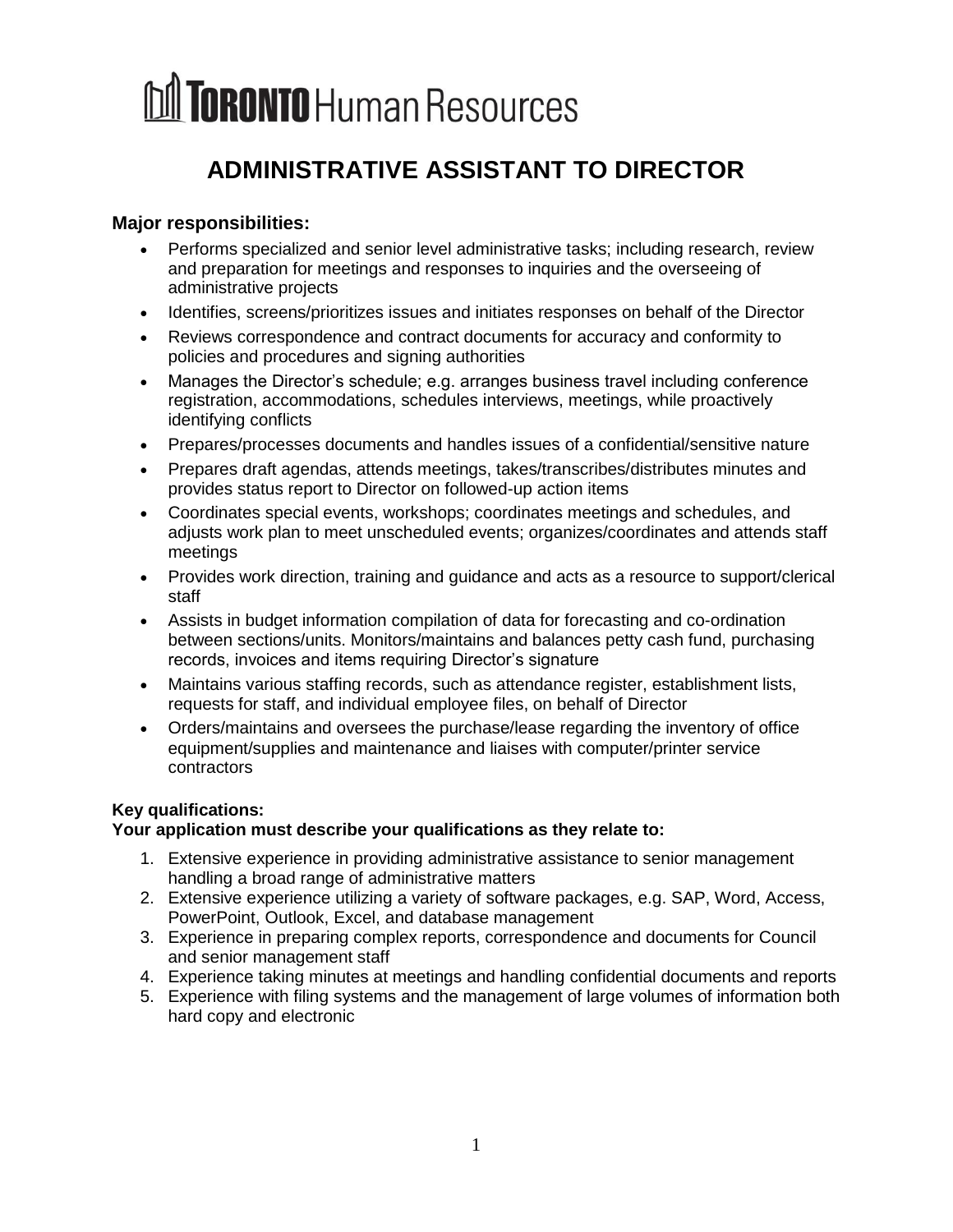**TORONTO** Human Resources

# ADMINISTRATIVE ASSISTANT TO DIRECTOR

### Major responsibilities:

- Performs specialized and senior level administrative tasks; including research, review and preparation for meetings and responses to inquiries and the overseeing of administrative projects
- Identifies, screens/prioritizes issues and initiates responses on behalf of the Director
- Reviews correspondence and contract documents for accuracy and conformity to policies and procedures and signing authorities
- Manages the Director's schedule; e.g. arranges business travel including conference registration, accommodations, schedules interviews, meetings, while proactively identifying conflicts
- Prepares/processes documents and handles issues of a confidential/sensitive nature
- Prepares draft agendas, attends meetings, takes/transcribes/distributes minutes and provides status report to Director on followed-up action items
- Coordinates special events, workshops; coordinates meetings and schedules, and adjusts work plan to meet unscheduled events; organizes/coordinates and attends staff meetings
- Provides work direction, training and guidance and acts as a resource to support/clerical staff
- Assists in budget information compilation of data for forecasting and co-ordination between sections/units. Monitors/maintains and balances petty cash fund, purchasing records, invoices and items requiring Director's signature
- Maintains various staffing records, such as attendance register, establishment lists, requests for staff, and individual employee files, on behalf of Director
- Orders/maintains and oversees the purchase/lease regarding the inventory of office equipment/supplies and maintenance and liaises with computer/printer service contractors

**Key qualifications:**
**Your application must describe your qualifications as they relate to:**

1. Extensive experience in providing administrative assistance to senior management handling a broad range of administrative matters
2. Extensive experience utilizing a variety of software packages, e.g. SAP, Word, Access, PowerPoint, Outlook, Excel, and database management
3. Experience in preparing complex reports, correspondence and documents for Council and senior management staff
4. Experience taking minutes at meetings and handling confidential documents and reports
5. Experience with filing systems and the management of large volumes of information both hard copy and electronic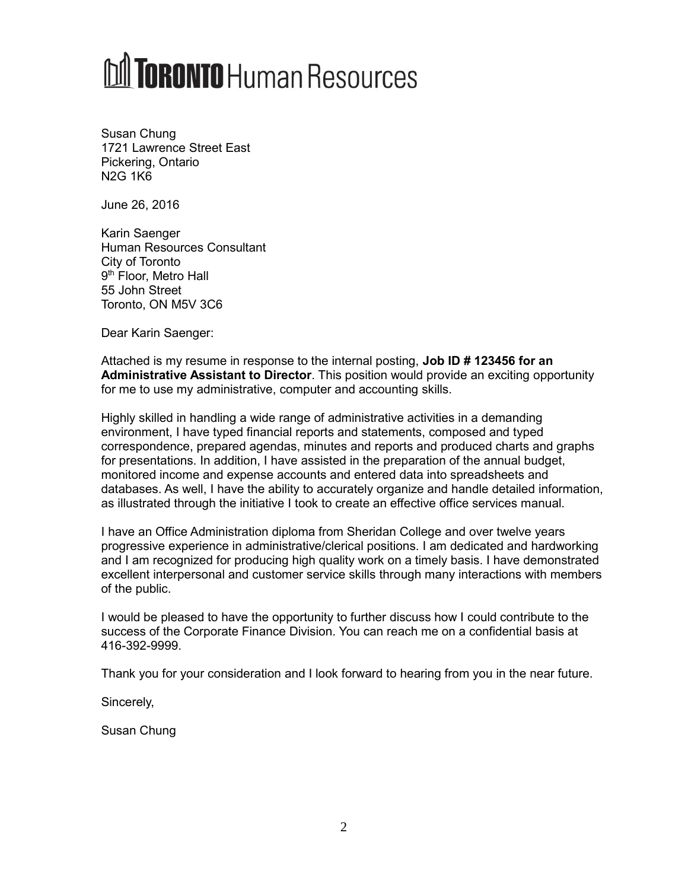**TORONTO** Human Resources

Susan Chung
1721 Lawrence Street East
Pickering, Ontario
N2G 1K6

June 26, 2016

Karin Saenger
Human Resources Consultant
City of Toronto
9th Floor, Metro Hall
55 John Street
Toronto, ON M5V 3C6

Dear Karin Saenger:

Attached is my resume in response to the internal posting, **Job ID # 123456 for an Administrative Assistant to Director**. This position would provide an exciting opportunity for me to use my administrative, computer and accounting skills.

Highly skilled in handling a wide range of administrative activities in a demanding environment, I have typed financial reports and statements, composed and typed correspondence, prepared agendas, minutes and reports and produced charts and graphs for presentations. In addition, I have assisted in the preparation of the annual budget, monitored income and expense accounts and entered data into spreadsheets and databases. As well, I have the ability to accurately organize and handle detailed information, as illustrated through the initiative I took to create an effective office services manual.

I have an Office Administration diploma from Sheridan College and over twelve years progressive experience in administrative/clerical positions. I am dedicated and hardworking and I am recognized for producing high quality work on a timely basis. I have demonstrated excellent interpersonal and customer service skills through many interactions with members of the public.

I would be pleased to have the opportunity to further discuss how I could contribute to the success of the Corporate Finance Division. You can reach me on a confidential basis at 416-392-9999.

Thank you for your consideration and I look forward to hearing from you in the near future.

Sincerely,

Susan Chung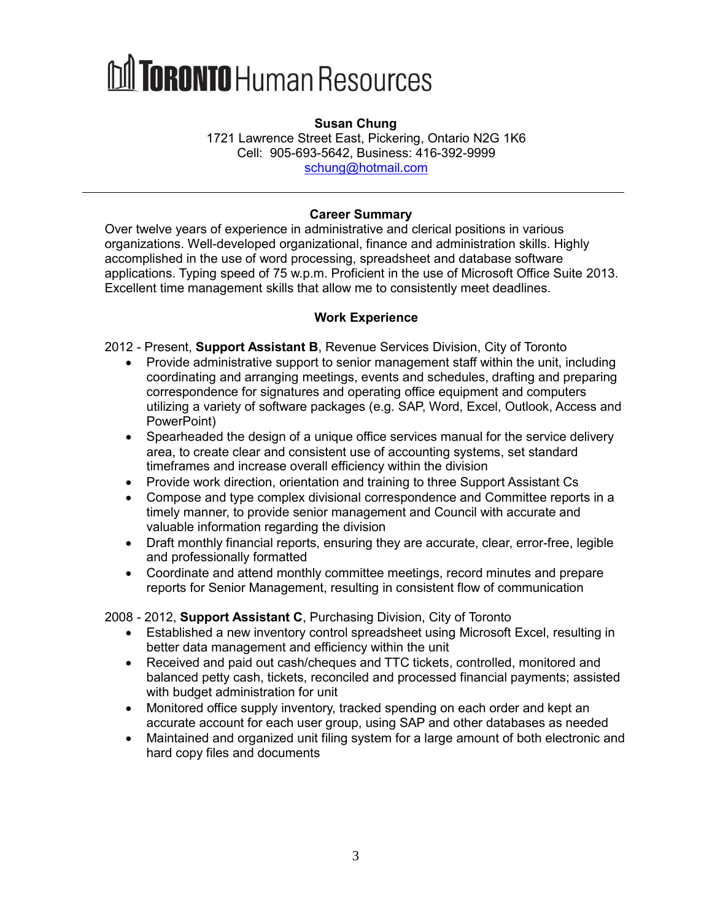# TORONTO Human Resources

**Susan Chung**
1721 Lawrence Street East, Pickering, Ontario N2G 1K6
Cell: 905-693-5642, Business: 416-392-9999
schung@hotmail.com

---

## Career Summary

Over twelve years of experience in administrative and clerical positions in various organizations. Well-developed organizational, finance and administration skills. Highly accomplished in the use of word processing, spreadsheet and database software applications. Typing speed of 75 w.p.m. Proficient in the use of Microsoft Office Suite 2013. Excellent time management skills that allow me to consistently meet deadlines.

## Work Experience

2012 - Present, **Support Assistant B**, Revenue Services Division, City of Toronto

- Provide administrative support to senior management staff within the unit, including coordinating and arranging meetings, events and schedules, drafting and preparing correspondence for signatures and operating office equipment and computers utilizing a variety of software packages (e.g. SAP, Word, Excel, Outlook, Access and PowerPoint)
- Spearheaded the design of a unique office services manual for the service delivery area, to create clear and consistent use of accounting systems, set standard timeframes and increase overall efficiency within the division
- Provide work direction, orientation and training to three Support Assistant Cs
- Compose and type complex divisional correspondence and Committee reports in a timely manner, to provide senior management and Council with accurate and valuable information regarding the division
- Draft monthly financial reports, ensuring they are accurate, clear, error-free, legible and professionally formatted
- Coordinate and attend monthly committee meetings, record minutes and prepare reports for Senior Management, resulting in consistent flow of communication

2008 - 2012, **Support Assistant C**, Purchasing Division, City of Toronto

- Established a new inventory control spreadsheet using Microsoft Excel, resulting in better data management and efficiency within the unit
- Received and paid out cash/cheques and TTC tickets, controlled, monitored and balanced petty cash, tickets, reconciled and processed financial payments; assisted with budget administration for unit
- Monitored office supply inventory, tracked spending on each order and kept an accurate account for each user group, using SAP and other databases as needed
- Maintained and organized unit filing system for a large amount of both electronic and hard copy files and documents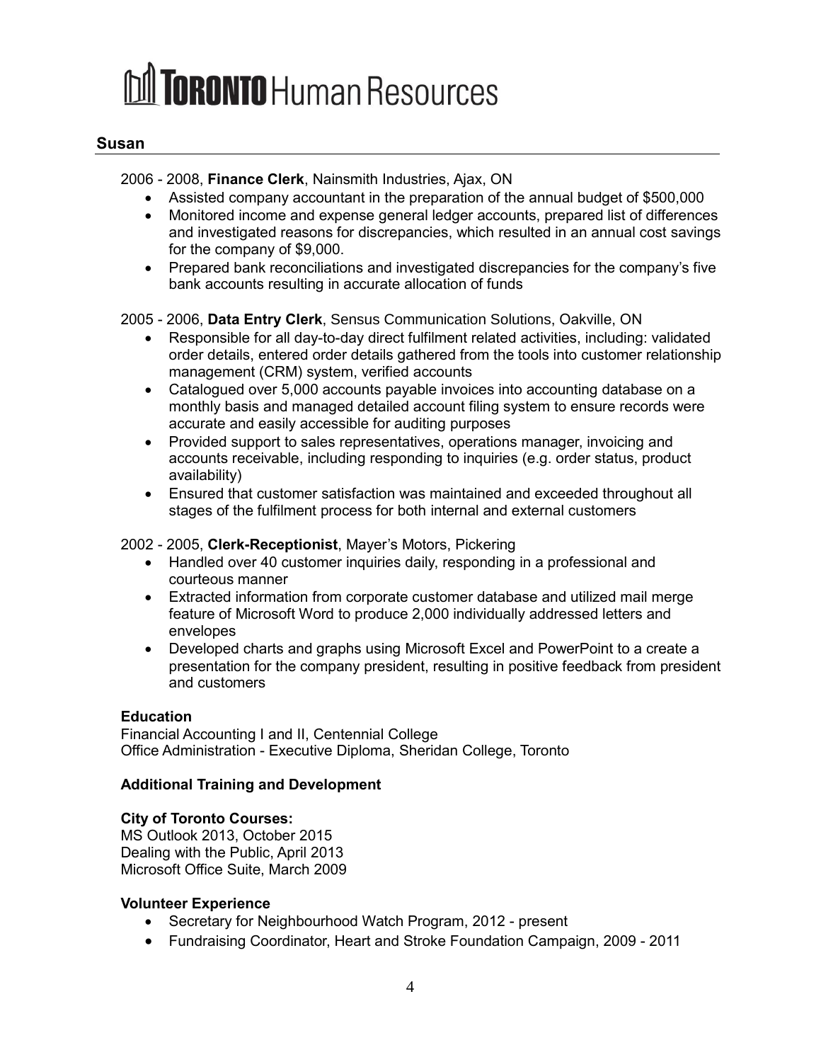# TORONTO Human Resources

## Susan

2006 - 2008, **Finance Clerk**, Nainsmith Industries, Ajax, ON

- Assisted company accountant in the preparation of the annual budget of $500,000
- Monitored income and expense general ledger accounts, prepared list of differences and investigated reasons for discrepancies, which resulted in an annual cost savings for the company of $9,000.
- Prepared bank reconciliations and investigated discrepancies for the company's five bank accounts resulting in accurate allocation of funds

2005 - 2006, **Data Entry Clerk**, Sensus Communication Solutions, Oakville, ON

- Responsible for all day-to-day direct fulfilment related activities, including: validated order details, entered order details gathered from the tools into customer relationship management (CRM) system, verified accounts
- Catalogued over 5,000 accounts payable invoices into accounting database on a monthly basis and managed detailed account filing system to ensure records were accurate and easily accessible for auditing purposes
- Provided support to sales representatives, operations manager, invoicing and accounts receivable, including responding to inquiries (e.g. order status, product availability)
- Ensured that customer satisfaction was maintained and exceeded throughout all stages of the fulfilment process for both internal and external customers

2002 - 2005, **Clerk-Receptionist**, Mayer's Motors, Pickering

- Handled over 40 customer inquiries daily, responding in a professional and courteous manner
- Extracted information from corporate customer database and utilized mail merge feature of Microsoft Word to produce 2,000 individually addressed letters and envelopes
- Developed charts and graphs using Microsoft Excel and PowerPoint to a create a presentation for the company president, resulting in positive feedback from president and customers

### Education

Financial Accounting I and II, Centennial College
Office Administration - Executive Diploma, Sheridan College, Toronto

### Additional Training and Development

**City of Toronto Courses:**
MS Outlook 2013, October 2015
Dealing with the Public, April 2013
Microsoft Office Suite, March 2009

### Volunteer Experience

- Secretary for Neighbourhood Watch Program, 2012 - present
- Fundraising Coordinator, Heart and Stroke Foundation Campaign, 2009 - 2011